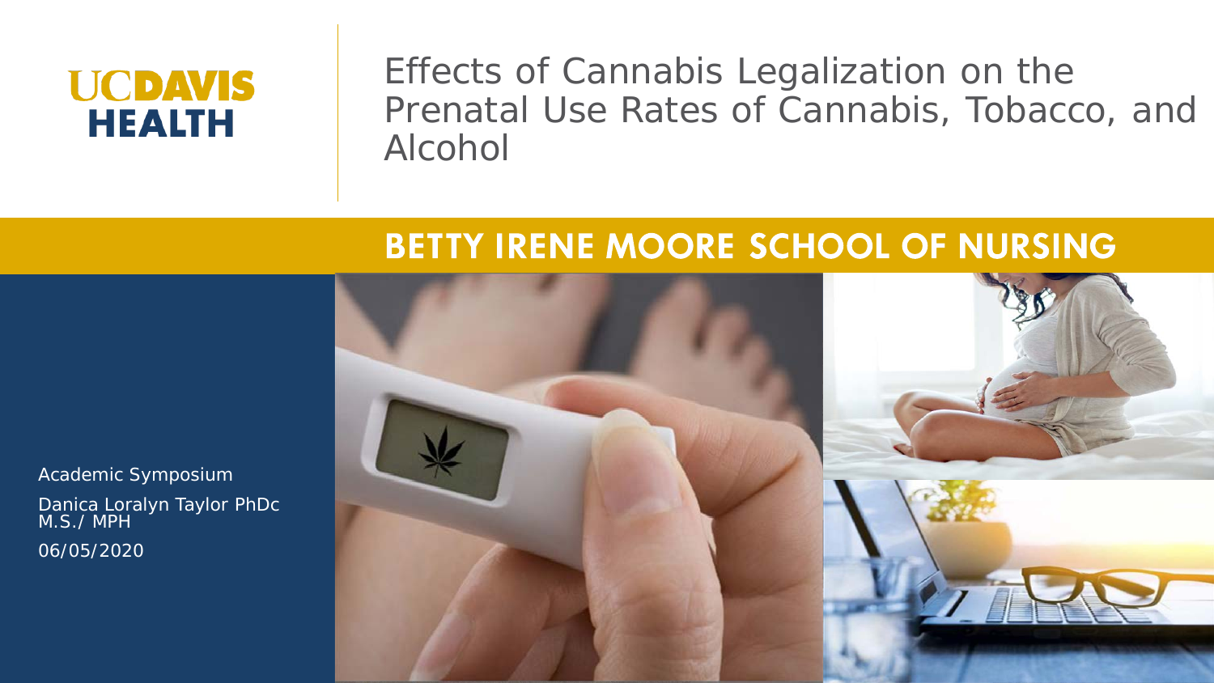UC DAVIS HEALTH

# Effects of Cannabis Legalization on the Prenatal Use Rates of Cannabis, Tobacco, and Alcohol

## BETTY IRENE MOORE SCHOOL OF NURSING

Academic Symposium

Danica Loralyn Taylor PhDc M.S./ MPH

06/05/2020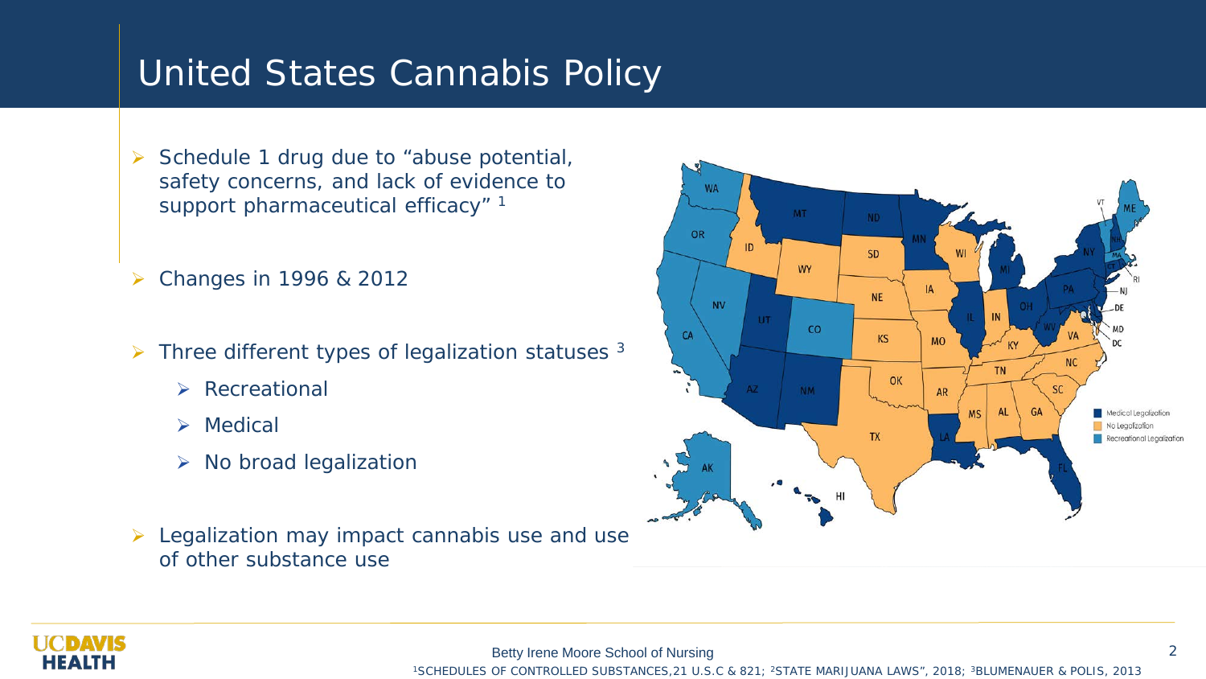# United States Cannabis Policy

- Schedule 1 drug due to "abuse potential, safety concerns, and lack of evidence to support pharmaceutical efficacy" [1]
- Changes in 1996 & 2012
- Three different types of legalization statuses [3]
  - Recreational
  - Medical
  - No broad legalization
- Legalization may impact cannabis use and use of other substance use

WA OR CA NV ID MT WY UT CO AZ NM ND SD NE KS OK TX MN IA MO AR LA WI IL MI IN OH KY TN MS AL GA FL SC NC VA WV PA NY VT NH ME MA RI CT NJ DE MD DC AK HI

Medical Legalization
No Legalization
Recreational Legalization

Betty Irene Moore School of Nursing

[1]SCHEDULES OF CONTROLLED SUBSTANCES,21 U.S.C & 821; [2]STATE MARIJUANA LAWS", 2018; [3]BLUMENAUER & POLIS, 2013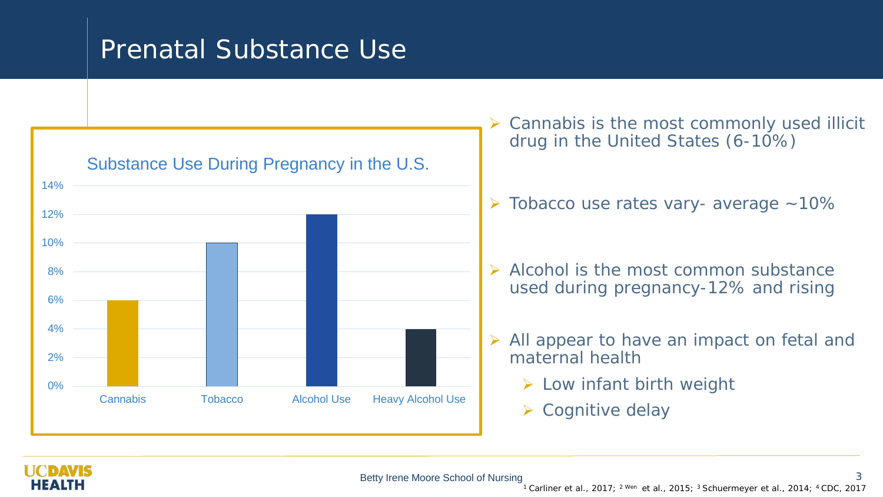# Prenatal Substance Use

**Substance Use During Pregnancy in the U.S.**

| Substance | Percent |
| --- | --- |
| Cannabis | 6% |
| Tobacco | 10% |
| Alcohol Use | 12% |
| Heavy Alcohol Use | 4% |

- Cannabis is the most commonly used illicit drug in the United States (6-10%)
- Tobacco use rates vary- average ~10%
- Alcohol is the most common substance used during pregnancy-12% and rising
- All appear to have an impact on fetal and maternal health
  - Low infant birth weight
  - Cognitive delay

[1] Carliner et al., 2017; [2] Wen et al., 2015; [3] Schuermeyer et al., 2014; [4] CDC, 2017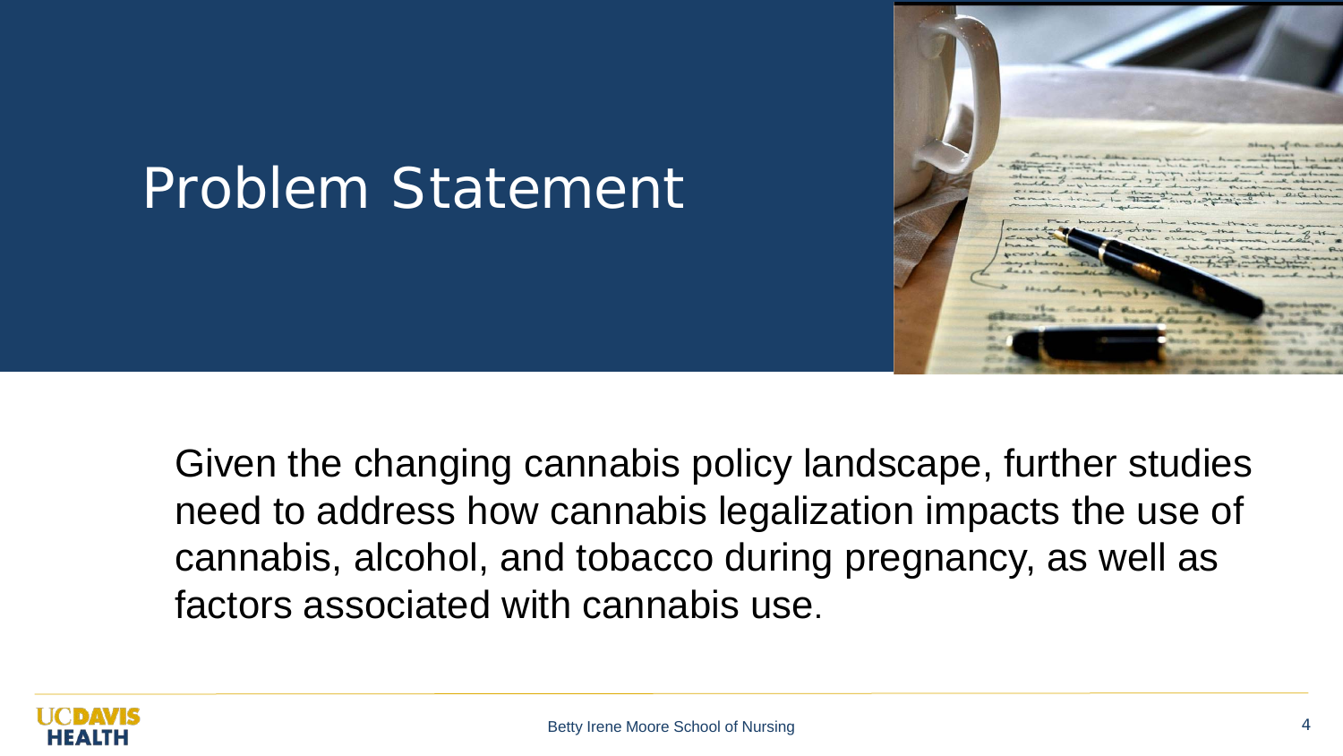# Problem Statement

Given the changing cannabis policy landscape, further studies need to address how cannabis legalization impacts the use of cannabis, alcohol, and tobacco during pregnancy, as well as factors associated with cannabis use.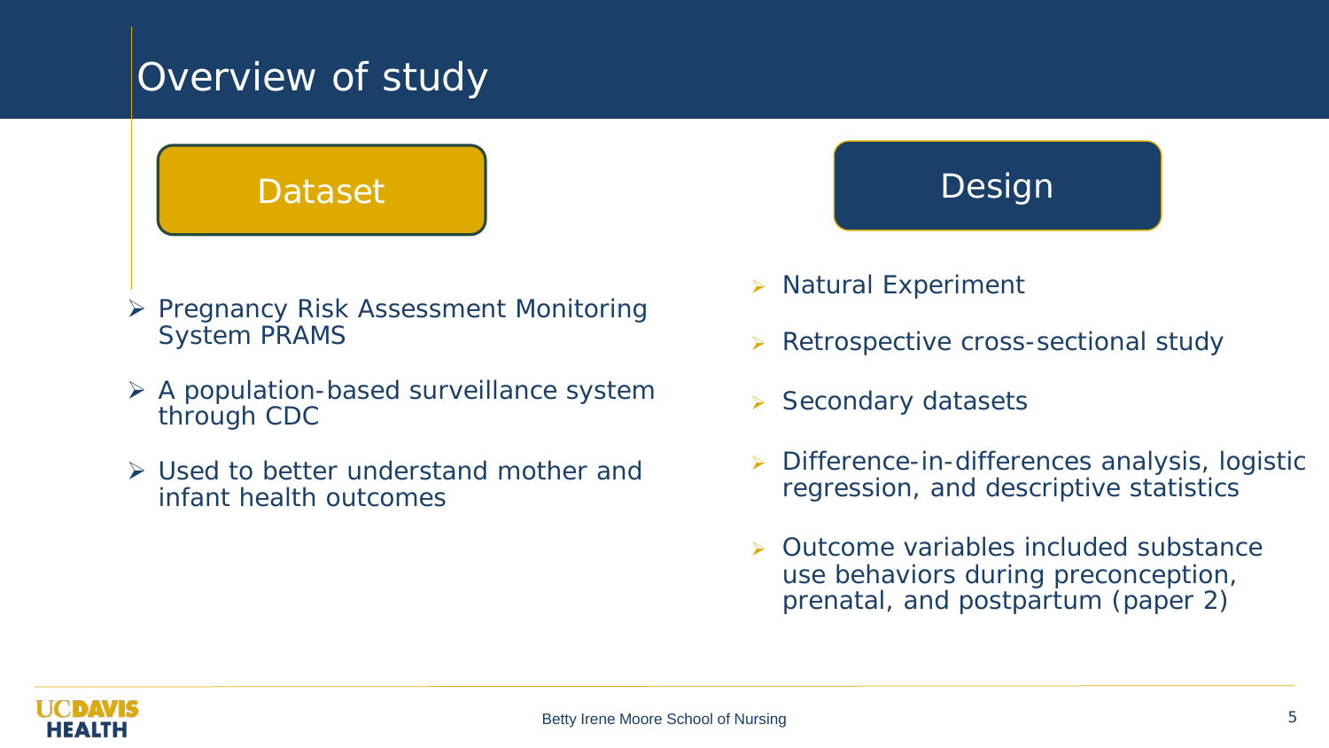# Overview of study

## Dataset

- Pregnancy Risk Assessment Monitoring System PRAMS
- A population-based surveillance system through CDC
- Used to better understand mother and infant health outcomes

## Design

- Natural Experiment
- Retrospective cross-sectional study
- Secondary datasets
- Difference-in-differences analysis, logistic regression, and descriptive statistics
- Outcome variables included substance use behaviors during preconception, prenatal, and postpartum (paper 2)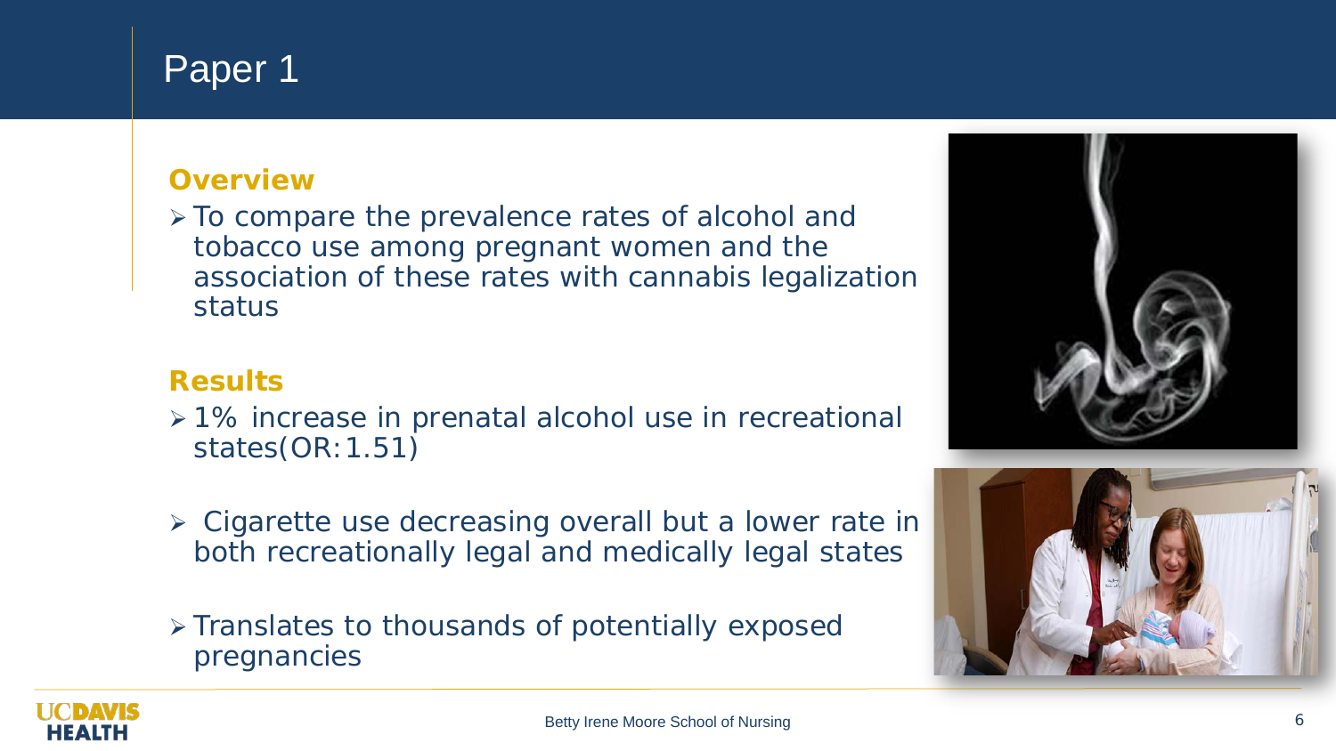# Paper 1

## Overview

- To compare the prevalence rates of alcohol and tobacco use among pregnant women and the association of these rates with cannabis legalization status

## Results

- 1% increase in prenatal alcohol use in recreational states(OR: 1.51)
- Cigarette use decreasing overall but a lower rate in both recreationally legal and medically legal states
- Translates to thousands of potentially exposed pregnancies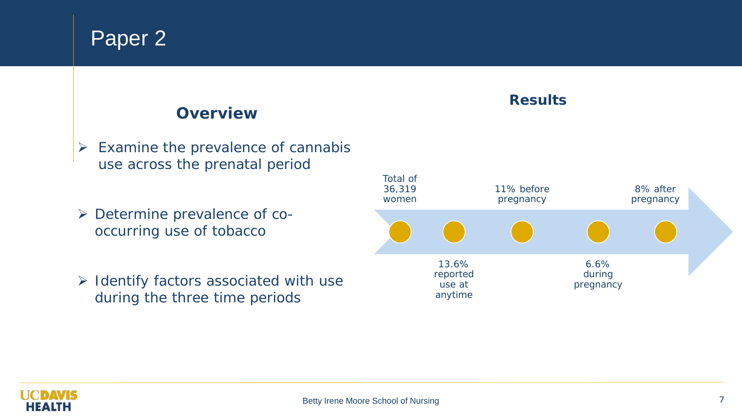# Paper 2

## Overview

- Examine the prevalence of cannabis use across the prenatal period
- Determine prevalence of co-occurring use of tobacco
- Identify factors associated with use during the three time periods

## Results

Total of 36,319 women

13.6% reported use at anytime

11% before pregnancy

6.6% during pregnancy

8% after pregnancy

Betty Irene Moore School of Nursing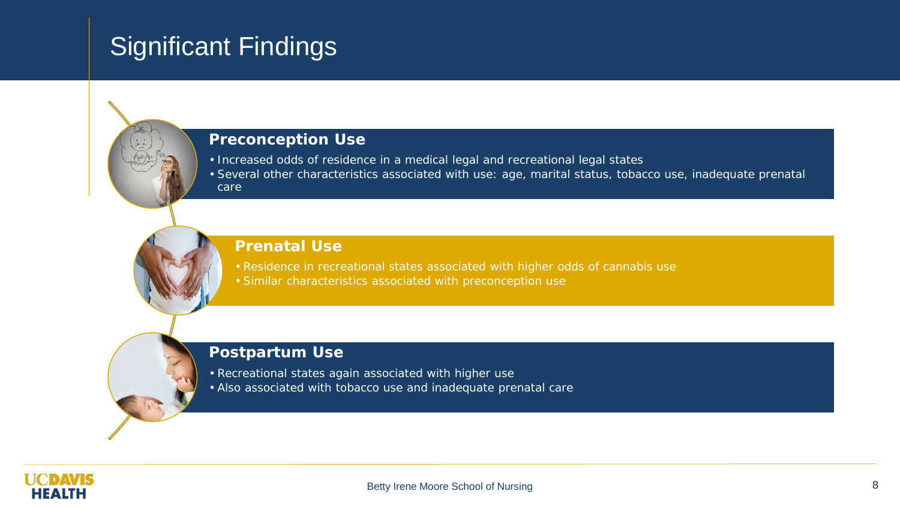# Significant Findings

## Preconception Use

- Increased odds of residence in a medical legal and recreational legal states
- Several other characteristics associated with use: age, marital status, tobacco use, inadequate prenatal care

## Prenatal Use

- Residence in recreational states associated with higher odds of cannabis use
- Similar characteristics associated with preconception use

## Postpartum Use

- Recreational states again associated with higher use
- Also associated with tobacco use and inadequate prenatal care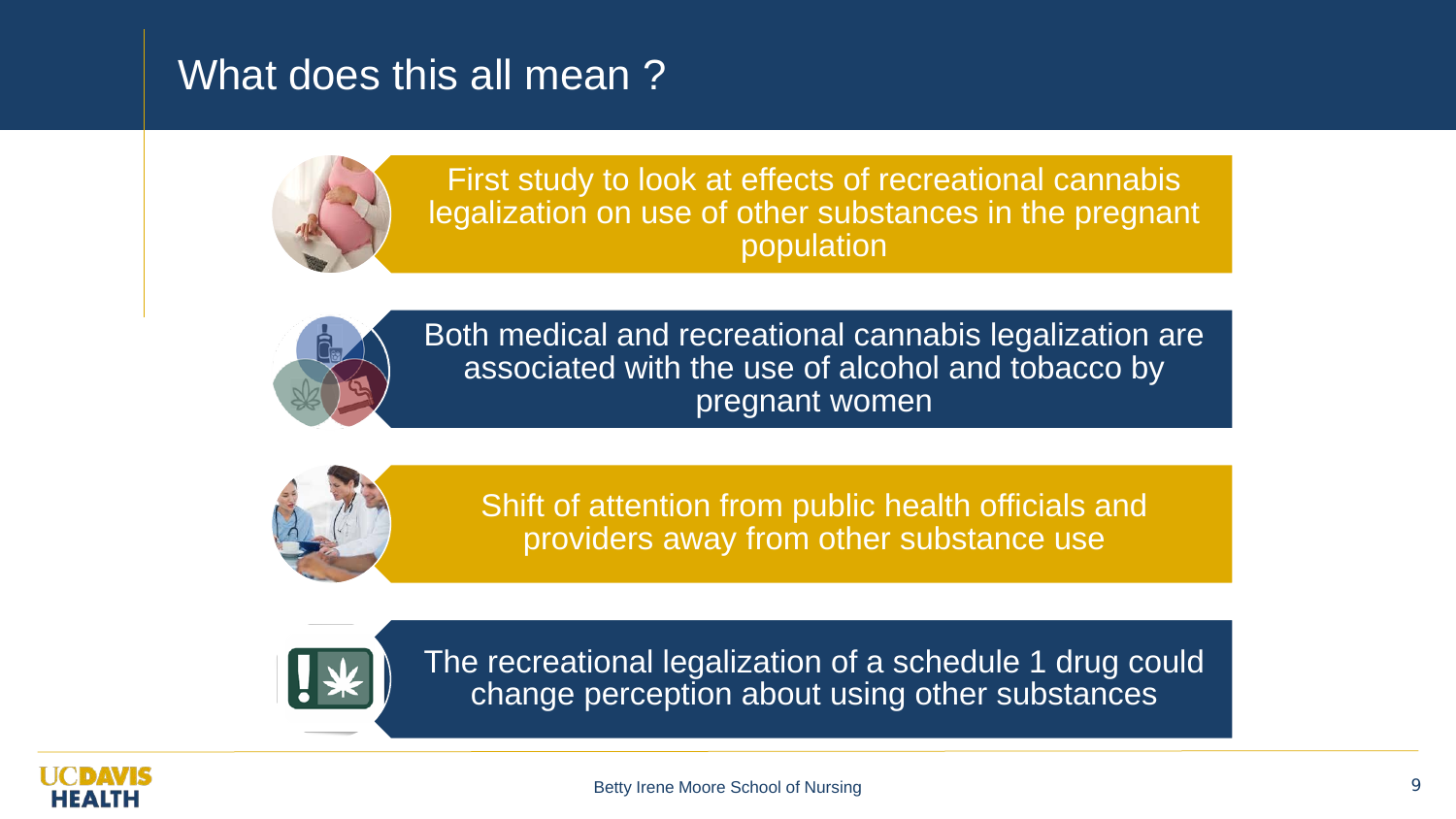# What does this all mean ?

- First study to look at effects of recreational cannabis legalization on use of other substances in the pregnant population
- Both medical and recreational cannabis legalization are associated with the use of alcohol and tobacco by pregnant women
- Shift of attention from public health officials and providers away from other substance use
- The recreational legalization of a schedule 1 drug could change perception about using other substances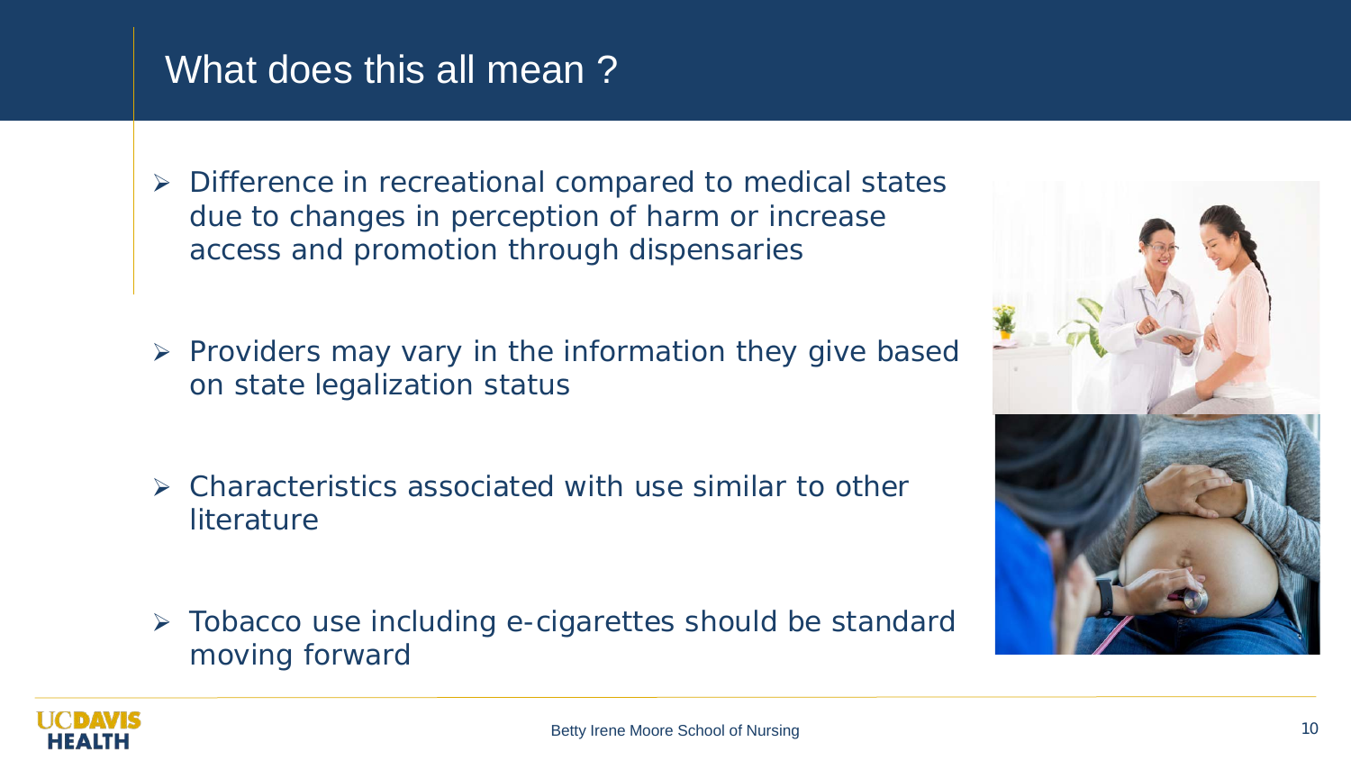# What does this all mean ?

- Difference in recreational compared to medical states due to changes in perception of harm or increase access and promotion through dispensaries
- Providers may vary in the information they give based on state legalization status
- Characteristics associated with use similar to other literature
- Tobacco use including e-cigarettes should be standard moving forward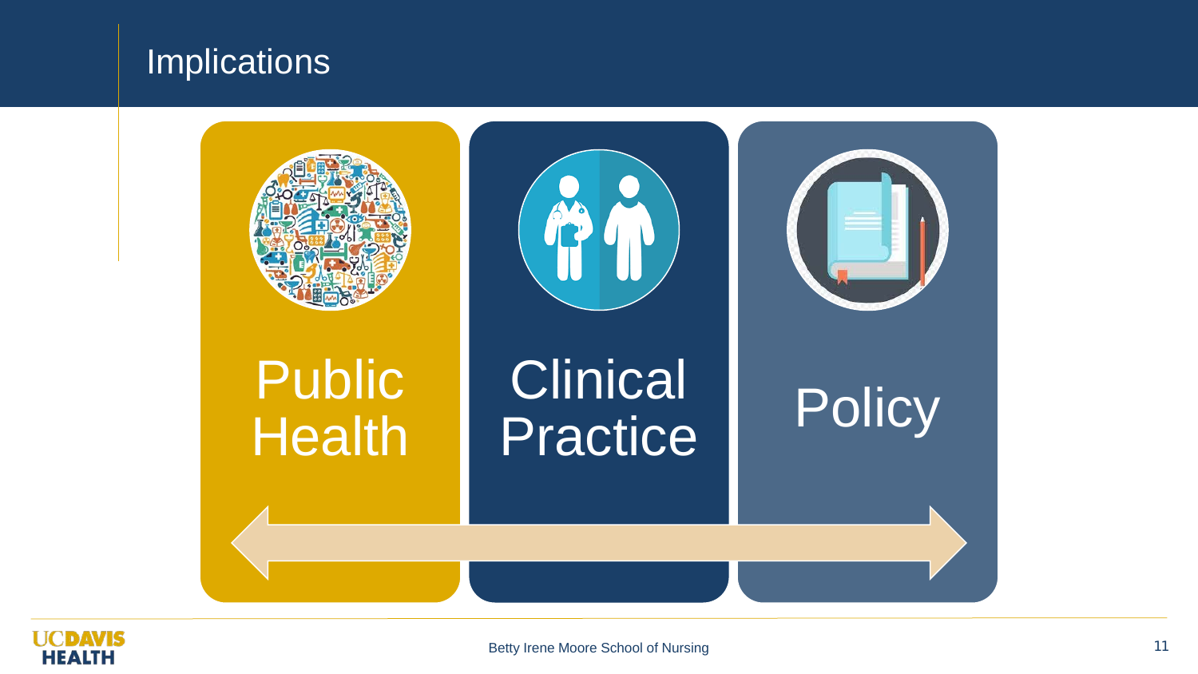# Implications

Public Health

Clinical Practice

Policy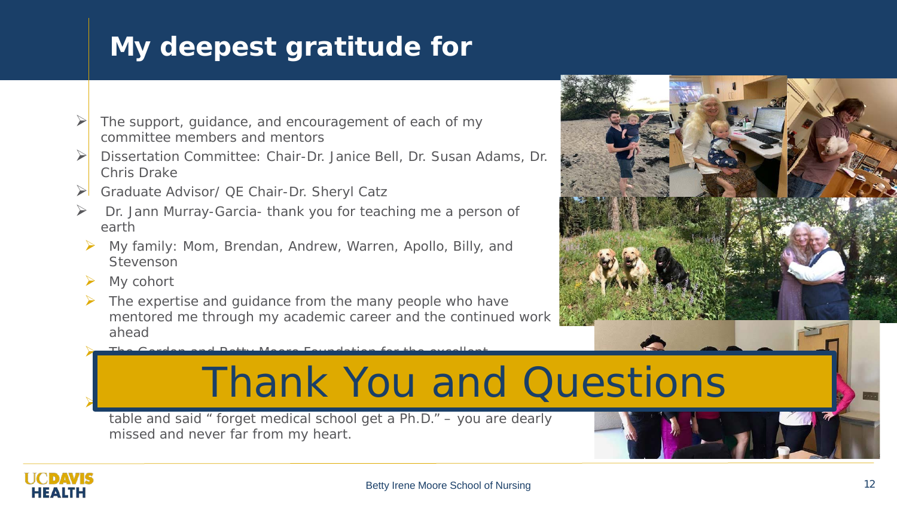# My deepest gratitude for

- The support, guidance, and encouragement of each of my committee members and mentors
- Dissertation Committee: Chair-Dr. Janice Bell, Dr. Susan Adams, Dr. Chris Drake
- Graduate Advisor/ QE Chair-Dr. Sheryl Catz
- Dr. Jann Murray-Garcia- thank you for teaching me a person of earth
- My family: Mom, Brendan, Andrew, Warren, Apollo, Billy, and Stevenson
- My cohort
- The expertise and guidance from the many people who have mentored me through my academic career and the continued work ahead
- The Gordon and Betty Moore Foundation for the excellent
- table and said " forget medical school get a Ph.D." – you are dearly missed and never far from my heart.

Thank You and Questions